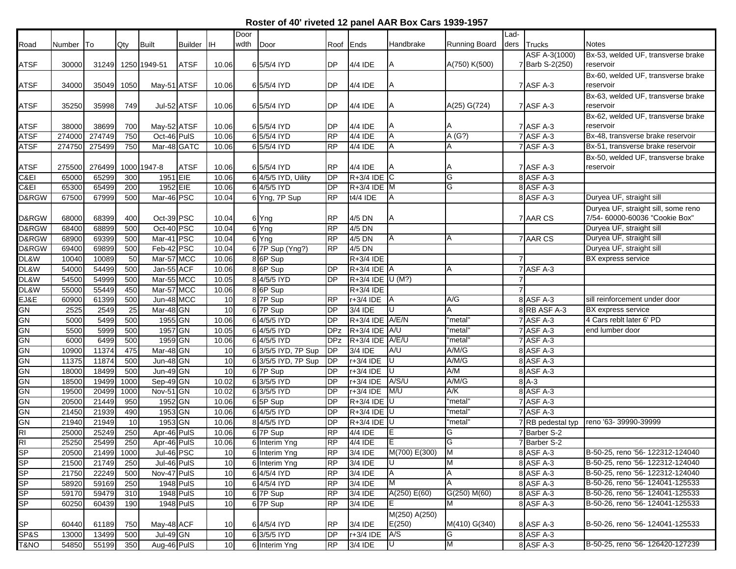# Roster of 40' riveted 12 panel AAR Box Cars 1939-1957

| Road | Number | To | Qty | Built | Builder | IH | Door wdth | Door | Roof | Ends | Handbrake | Running Board | Lad-ders | Trucks | Notes |
|---|---|---|---|---|---|---|---|---|---|---|---|---|---|---|---|
| ATSF | 30000 | 31249 | 1250 | 1949-51 | ATSF | 10.06 | 6 | 5/5/4 IYD | DP | 4/4 IDE | A | A(750) K(500) | 7 | ASF A-3(1000) Barb S-2(250) | Bx-53, welded UF, transverse brake reservoir |
| ATSF | 34000 | 35049 | 1050 | May-51 | ATSF | 10.06 | 6 | 5/5/4 IYD | DP | 4/4 IDE | A | | 7 | ASF A-3 | Bx-60, welded UF, transverse brake reservoir |
| ATSF | 35250 | 35998 | 749 | Jul-52 | ATSF | 10.06 | 6 | 5/5/4 IYD | DP | 4/4 IDE | A | A(25) G(724) | 7 | ASF A-3 | Bx-63, welded UF, transverse brake reservoir |
| ATSF | 38000 | 38699 | 700 | May-52 | ATSF | 10.06 | 6 | 5/5/4 IYD | DP | 4/4 IDE | A | A | 7 | ASF A-3 | Bx-62, welded UF, transverse brake reservoir |
| ATSF | 274000 | 274749 | 750 | Oct-46 | PulS | 10.06 | 6 | 5/5/4 IYD | RP | 4/4 IDE | A | A (G?) | 7 | ASF A-3 | Bx-48, transverse brake reservoir |
| ATSF | 274750 | 275499 | 750 | Mar-48 | GATC | 10.06 | 6 | 5/5/4 IYD | RP | 4/4 IDE | A | A | 7 | ASF A-3 | Bx-51, transverse brake reservoir |
| ATSF | 275500 | 276499 | 1000 | 1947-8 | ATSF | 10.06 | 6 | 5/5/4 IYD | RP | 4/4 IDE | A | A | 7 | ASF A-3 | Bx-50, welded UF, transverse brake reservoir |
| C&EI | 65000 | 65299 | 300 | 1951 | EIE | 10.06 | 6 | 4/5/5 IYD, Uility | DP | R+3/4 IDE | C | G | 8 | ASF A-3 | |
| C&EI | 65300 | 65499 | 200 | 1952 | EIE | 10.06 | 6 | 4/5/5 IYD | DP | R+3/4 IDE | M | G | 8 | ASF A-3 | |
| D&RGW | 67500 | 67999 | 500 | Mar-46 | PSC | 10.04 | 6 | Yng, 7P Sup | RP | t4/4 IDE | A | | 8 | ASF A-3 | Duryea UF, straight sill |
| D&RGW | 68000 | 68399 | 400 | Oct-39 | PSC | 10.04 | 6 | Yng | RP | 4/5 DN | A | | 7 | AAR CS | Duryea UF, straight sill, some reno 7/54- 60000-60036 "Cookie Box" |
| D&RGW | 68400 | 68899 | 500 | Oct-40 | PSC | 10.04 | 6 | Yng | RP | 4/5 DN | | | | | Duryea UF, straight sill |
| D&RGW | 68900 | 69399 | 500 | Mar-41 | PSC | 10.04 | 6 | Yng | RP | 4/5 DN | A | A | 7 | AAR CS | Duryea UF, straight sill |
| D&RGW | 69400 | 69899 | 500 | Feb-42 | PSC | 10.04 | 6 | 7P Sup (Yng?) | RP | 4/5 DN | | | | | Duryea UF, straight sill |
| DL&W | 10040 | 10089 | 50 | Mar-57 | MCC | 10.06 | 8 | 6P Sup | | R+3/4 IDE | | | 7 | | BX express service |
| DL&W | 54000 | 54499 | 500 | Jan-55 | ACF | 10.06 | 8 | 6P Sup | DP | R+3/4 IDE | A | A | 7 | ASF A-3 | |
| DL&W | 54500 | 54999 | 500 | Mar-55 | MCC | 10.05 | 8 | 4/5/5 IYD | DP | R+3/4 IDE | U (M?) | | 7 | | |
| DL&W | 55000 | 55449 | 450 | Mar-57 | MCC | 10.06 | 8 | 6P Sup | | R+3/4 IDE | | | 7 | | |
| EJ&E | 60900 | 61399 | 500 | Jun-48 | MCC | 10 | 8 | 7P Sup | RP | r+3/4 IDE | A | A/G | 8 | ASF A-3 | sill reinforcement under door |
| GN | 2525 | 2549 | 25 | Mar-48 | GN | 10 | 6 | 7P Sup | DP | 3/4 IDE | U | A | 8 | RB ASF A-3 | BX express service |
| GN | 5000 | 5499 | 500 | 1955 | GN | 10.06 | 6 | 4/5/5 IYD | DP | R+3/4 IDE | A/E/N | "metal" | 7 | ASF A-3 | 4 Cars reblt later 6' PD |
| GN | 5500 | 5999 | 500 | 1957 | GN | 10.05 | 6 | 4/5/5 IYD | DPz | R+3/4 IDE | A/U | "metal" | 7 | ASF A-3 | end lumber door |
| GN | 6000 | 6499 | 500 | 1959 | GN | 10.06 | 6 | 4/5/5 IYD | DPz | R+3/4 IDE | A/E/U | "metal" | 7 | ASF A-3 | |
| GN | 10900 | 11374 | 475 | Mar-48 | GN | 10 | 6 | 3/5/5 IYD, 7P Sup | DP | 3/4 IDE | A/U | A/M/G | 8 | ASF A-3 | |
| GN | 11375 | 11874 | 500 | Jun-48 | GN | 10 | 6 | 3/5/5 IYD, 7P Sup | DP | r+3/4 IDE | U | A/M/G | 8 | ASF A-3 | |
| GN | 18000 | 18499 | 500 | Jun-49 | GN | 10 | 6 | 7P Sup | DP | r+3/4 IDE | U | A/M | 8 | ASF A-3 | |
| GN | 18500 | 19499 | 1000 | Sep-49 | GN | 10.02 | 6 | 3/5/5 IYD | DP | r+3/4 IDE | A/S/U | A/M/G | 8 | A-3 | |
| GN | 19500 | 20499 | 1000 | Nov-51 | GN | 10.02 | 6 | 3/5/5 IYD | DP | r+3/4 IDE | M/U | A/K | 8 | ASF A-3 | |
| GN | 20500 | 21449 | 950 | 1952 | GN | 10.06 | 6 | 5P Sup | DP | R+3/4 IDE | U | "metal" | 7 | ASF A-3 | |
| GN | 21450 | 21939 | 490 | 1953 | GN | 10.06 | 6 | 4/5/5 IYD | DP | R+3/4 IDE | U | "metal" | 7 | ASF A-3 | |
| GN | 21940 | 21949 | 10 | 1953 | GN | 10.06 | 8 | 4/5/5 IYD | DP | R+3/4 IDE | U | "metal" | 7 | RB pedestal typ | reno '63- 39990-39999 |
| RI | 25000 | 25249 | 250 | Apr-46 | PulS | 10.06 | 6 | 7P Sup | RP | 4/4 IDE | E | G | 7 | Barber S-2 | |
| RI | 25250 | 25499 | 250 | Apr-46 | PulS | 10.06 | 6 | Interim Yng | RP | 4/4 IDE | E | G | 7 | Barber S-2 | |
| SP | 20500 | 21499 | 1000 | Jul-46 | PSC | 10 | 6 | Interim Yng | RP | 3/4 IDE | M(700) E(300) | M | 8 | ASF A-3 | B-50-25, reno '56- 122312-124040 |
| SP | 21500 | 21749 | 250 | Jul-46 | PulS | 10 | 6 | Interim Yng | RP | 3/4 IDE | U | M | 8 | ASF A-3 | B-50-25, reno '56- 122312-124040 |
| SP | 21750 | 22249 | 500 | Nov-47 | PulS | 10 | 6 | 4/5/4 IYD | RP | 3/4 IDE | A | A | 8 | ASF A-3 | B-50-25, reno '56- 122312-124040 |
| SP | 58920 | 59169 | 250 | 1948 | PulS | 10 | 6 | 4/5/4 IYD | RP | 3/4 IDE | M | A | 8 | ASF A-3 | B-50-26, reno '56- 124041-125533 |
| SP | 59170 | 59479 | 310 | 1948 | PulS | 10 | 6 | 7P Sup | RP | 3/4 IDE | A(250) E(60) | G(250) M(60) | 8 | ASF A-3 | B-50-26, reno '56- 124041-125533 |
| SP | 60250 | 60439 | 190 | 1948 | PulS | 10 | 6 | 7P Sup | RP | 3/4 IDE | E | M | 8 | ASF A-3 | B-50-26, reno '56- 124041-125533 |
| SP | 60440 | 61189 | 750 | May-48 | ACF | 10 | 6 | 4/5/4 IYD | RP | 3/4 IDE | M(250) A(250) E(250) | M(410) G(340) | 8 | ASF A-3 | B-50-26, reno '56- 124041-125533 |
| SP&S | 13000 | 13499 | 500 | Jul-49 | GN | 10 | 6 | 3/5/5 IYD | DP | r+3/4 IDE | A/S | G | 8 | ASF A-3 | |
| T&NO | 54850 | 55199 | 350 | Aug-46 | PulS | 10 | 6 | Interim Yng | RP | 3/4 IDE | U | M | 8 | ASF A-3 | B-50-25, reno '56- 126420-127239 |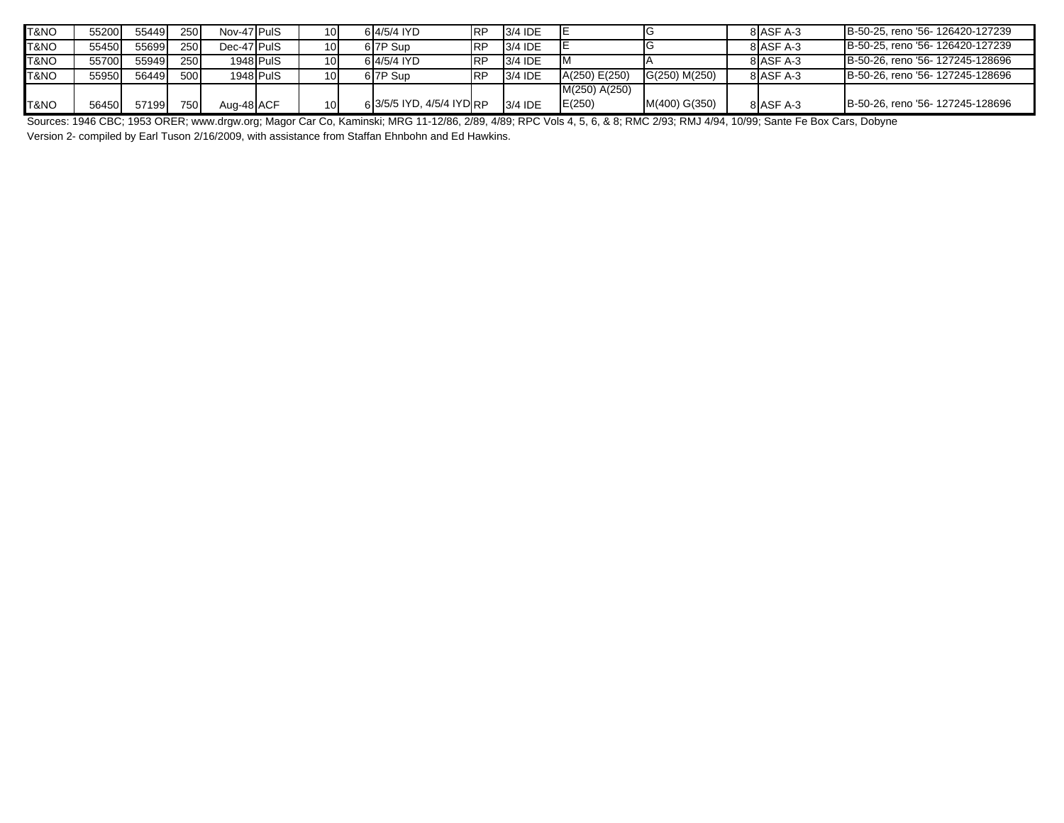| | | | | | | | | | | | | | | | |
|---|---|---|---|---|---|---|---|---|---|---|---|---|---|---|---|
| T&NO | 55200 | 55449 | 250 | Nov-47 | PulS | 10 | 6 | 4/5/4 IYD | RP | 3/4 IDE | E | G | 8 | ASF A-3 | B-50-25, reno '56- 126420-127239 |
| T&NO | 55450 | 55699 | 250 | Dec-47 | PulS | 10 | 6 | 7P Sup | RP | 3/4 IDE | E | G | 8 | ASF A-3 | B-50-25, reno '56- 126420-127239 |
| T&NO | 55700 | 55949 | 250 | 1948 | PulS | 10 | 6 | 4/5/4 IYD | RP | 3/4 IDE | M | A | 8 | ASF A-3 | B-50-26, reno '56- 127245-128696 |
| T&NO | 55950 | 56449 | 500 | 1948 | PulS | 10 | 6 | 7P Sup | RP | 3/4 IDE | A(250) E(250) | G(250) M(250) | 8 | ASF A-3 | B-50-26, reno '56- 127245-128696 |
| T&NO | 56450 | 57199 | 750 | Aug-48 | ACF | 10 | 6 | 3/5/5 IYD, 4/5/4 IYD | RP | 3/4 IDE | M(250) A(250) E(250) | M(400) G(350) | 8 | ASF A-3 | B-50-26, reno '56- 127245-128696 |

Sources: 1946 CBC; 1953 ORER; www.drgw.org; Magor Car Co, Kaminski; MRG 11-12/86, 2/89, 4/89; RPC Vols 4, 5, 6, & 8; RMC 2/93; RMJ 4/94, 10/99; Sante Fe Box Cars, Dobyne

Version 2- compiled by Earl Tuson 2/16/2009, with assistance from Staffan Ehnbohn and Ed Hawkins.